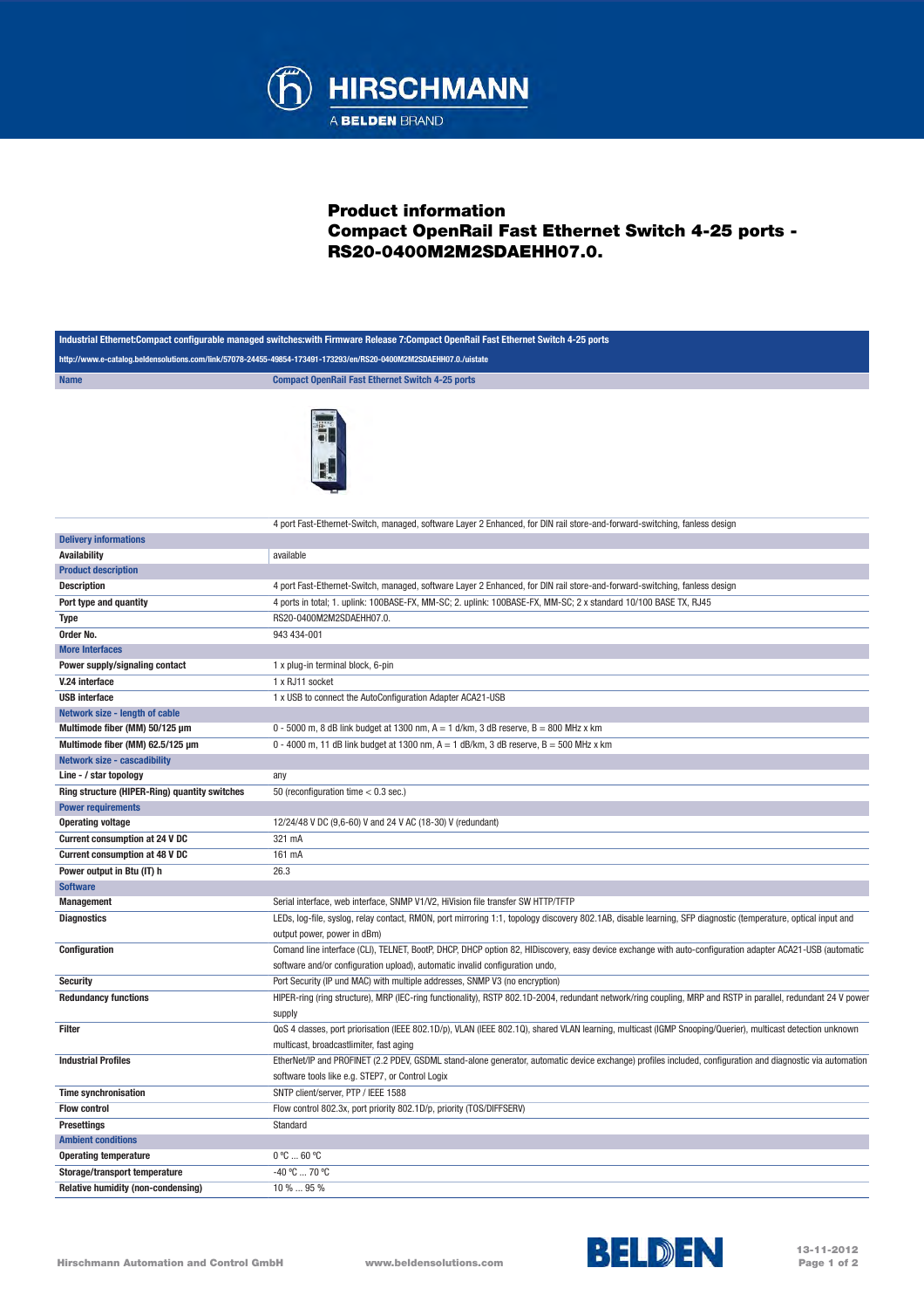# Product information
# Compact OpenRail Fast Ethernet Switch 4-25 ports - RS20-0400M2M2SDAEHH07.0.

**Industrial Ethernet:Compact configurable managed switches:with Firmware Release 7:Compact OpenRail Fast Ethernet Switch 4-25 ports**

http://www.e-catalog.beldensolutions.com/link/57078-24455-49854-173491-173293/en/RS20-0400M2M2SDAEHH07.0./uistate

| Name | Compact OpenRail Fast Ethernet Switch 4-25 ports |
|---|---|
| | 4 port Fast-Ethernet-Switch, managed, software Layer 2 Enhanced, for DIN rail store-and-forward-switching, fanless design |
| **Delivery informations** | |
| **Availability** | available |
| **Product description** | |
| **Description** | 4 port Fast-Ethernet-Switch, managed, software Layer 2 Enhanced, for DIN rail store-and-forward-switching, fanless design |
| **Port type and quantity** | 4 ports in total; 1. uplink: 100BASE-FX, MM-SC; 2. uplink: 100BASE-FX, MM-SC; 2 x standard 10/100 BASE TX, RJ45 |
| **Type** | RS20-0400M2M2SDAEHH07.0. |
| **Order No.** | 943 434-001 |
| **More Interfaces** | |
| **Power supply/signaling contact** | 1 x plug-in terminal block, 6-pin |
| **V.24 interface** | 1 x RJ11 socket |
| **USB interface** | 1 x USB to connect the AutoConfiguration Adapter ACA21-USB |
| **Network size - length of cable** | |
| **Multimode fiber (MM) 50/125 µm** | 0 - 5000 m, 8 dB link budget at 1300 nm, A = 1 d/km, 3 dB reserve, B = 800 MHz x km |
| **Multimode fiber (MM) 62.5/125 µm** | 0 - 4000 m, 11 dB link budget at 1300 nm, A = 1 dB/km, 3 dB reserve, B = 500 MHz x km |
| **Network size - cascadibility** | |
| **Line - / star topology** | any |
| **Ring structure (HIPER-Ring) quantity switches** | 50 (reconfiguration time < 0.3 sec.) |
| **Power requirements** | |
| **Operating voltage** | 12/24/48 V DC (9,6-60) V and 24 V AC (18-30) V (redundant) |
| **Current consumption at 24 V DC** | 321 mA |
| **Current consumption at 48 V DC** | 161 mA |
| **Power output in Btu (IT) h** | 26.3 |
| **Software** | |
| **Management** | Serial interface, web interface, SNMP V1/V2, HiVision file transfer SW HTTP/TFTP |
| **Diagnostics** | LEDs, log-file, syslog, relay contact, RMON, port mirroring 1:1, topology discovery 802.1AB, disable learning, SFP diagnostic (temperature, optical input and output power, power in dBm) |
| **Configuration** | Comand line interface (CLI), TELNET, BootP, DHCP, DHCP option 82, HIDiscovery, easy device exchange with auto-configuration adapter ACA21-USB (automatic software and/or configuration upload), automatic invalid configuration undo, |
| **Security** | Port Security (IP und MAC) with multiple addresses, SNMP V3 (no encryption) |
| **Redundancy functions** | HIPER-ring (ring structure), MRP (IEC-ring functionality), RSTP 802.1D-2004, redundant network/ring coupling, MRP and RSTP in parallel, redundant 24 V power supply |
| **Filter** | QoS 4 classes, port priorisation (IEEE 802.1D/p), VLAN (IEEE 802.1Q), shared VLAN learning, multicast (IGMP Snooping/Querier), multicast detection unknown multicast, broadcastlimiter, fast aging |
| **Industrial Profiles** | EtherNet/IP and PROFINET (2.2 PDEV, GSDML stand-alone generator, automatic device exchange) profiles included, configuration and diagnostic via automation software tools like e.g. STEP7, or Control Logix |
| **Time synchronisation** | SNTP client/server, PTP / IEEE 1588 |
| **Flow control** | Flow control 802.3x, port priority 802.1D/p, priority (TOS/DIFFSERV) |
| **Presettings** | Standard |
| **Ambient conditions** | |
| **Operating temperature** | 0 °C ... 60 °C |
| **Storage/transport temperature** | -40 °C ... 70 °C |
| **Relative humidity (non-condensing)** | 10 % ... 95 % |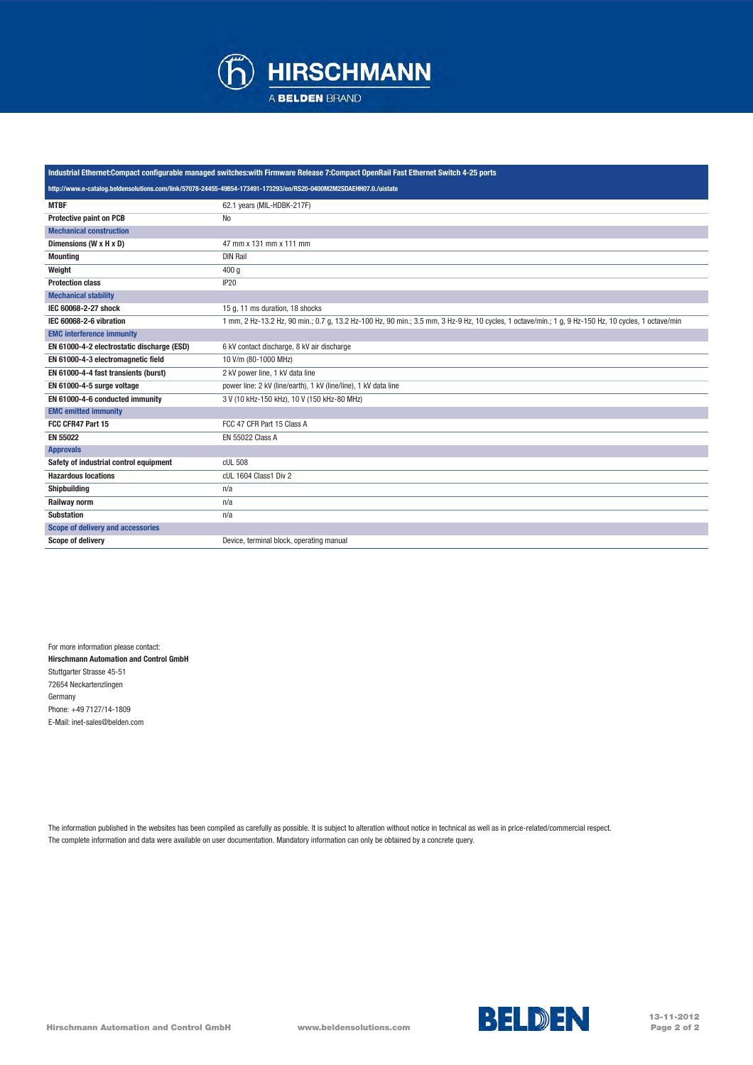| Industrial Ethernet:Compact configurable managed switches:with Firmware Release 7:Compact OpenRail Fast Ethernet Switch 4-25 ports | |
|---|---|
| http://www.e-catalog.beldensolutions.com/link/57078-24455-49854-173491-173293/en/RS20-0400M2M2SDAEHH07.0./uistate | |
| **MTBF** | 62.1 years (MIL-HDBK-217F) |
| **Protective paint on PCB** | No |
| **Mechanical construction** | |
| **Dimensions (W x H x D)** | 47 mm x 131 mm x 111 mm |
| **Mounting** | DIN Rail |
| **Weight** | 400 g |
| **Protection class** | IP20 |
| **Mechanical stability** | |
| **IEC 60068-2-27 shock** | 15 g, 11 ms duration, 18 shocks |
| **IEC 60068-2-6 vibration** | 1 mm, 2 Hz-13.2 Hz, 90 min.; 0.7 g, 13.2 Hz-100 Hz, 90 min.; 3.5 mm, 3 Hz-9 Hz, 10 cycles, 1 octave/min.; 1 g, 9 Hz-150 Hz, 10 cycles, 1 octave/min |
| **EMC interference immunity** | |
| **EN 61000-4-2 electrostatic discharge (ESD)** | 6 kV contact discharge, 8 kV air discharge |
| **EN 61000-4-3 electromagnetic field** | 10 V/m (80-1000 MHz) |
| **EN 61000-4-4 fast transients (burst)** | 2 kV power line, 1 kV data line |
| **EN 61000-4-5 surge voltage** | power line: 2 kV (line/earth), 1 kV (line/line), 1 kV data line |
| **EN 61000-4-6 conducted immunity** | 3 V (10 kHz-150 kHz), 10 V (150 kHz-80 MHz) |
| **EMC emitted immunity** | |
| **FCC CFR47 Part 15** | FCC 47 CFR Part 15 Class A |
| **EN 55022** | EN 55022 Class A |
| **Approvals** | |
| **Safety of industrial control equipment** | cUL 508 |
| **Hazardous locations** | cUL 1604 Class1 Div 2 |
| **Shipbuilding** | n/a |
| **Railway norm** | n/a |
| **Substation** | n/a |
| **Scope of delivery and accessories** | |
| **Scope of delivery** | Device, terminal block, operating manual |

For more information please contact:
**Hirschmann Automation and Control GmbH**
Stuttgarter Strasse 45-51
72654 Neckartenzlingen
Germany
Phone: +49 7127/14-1809
E-Mail: inet-sales@belden.com

The information published in the websites has been compiled as carefully as possible. It is subject to alteration without notice in technical as well as in price-related/commercial respect.
The complete information and data were available on user documentation. Mandatory information can only be obtained by a concrete query.